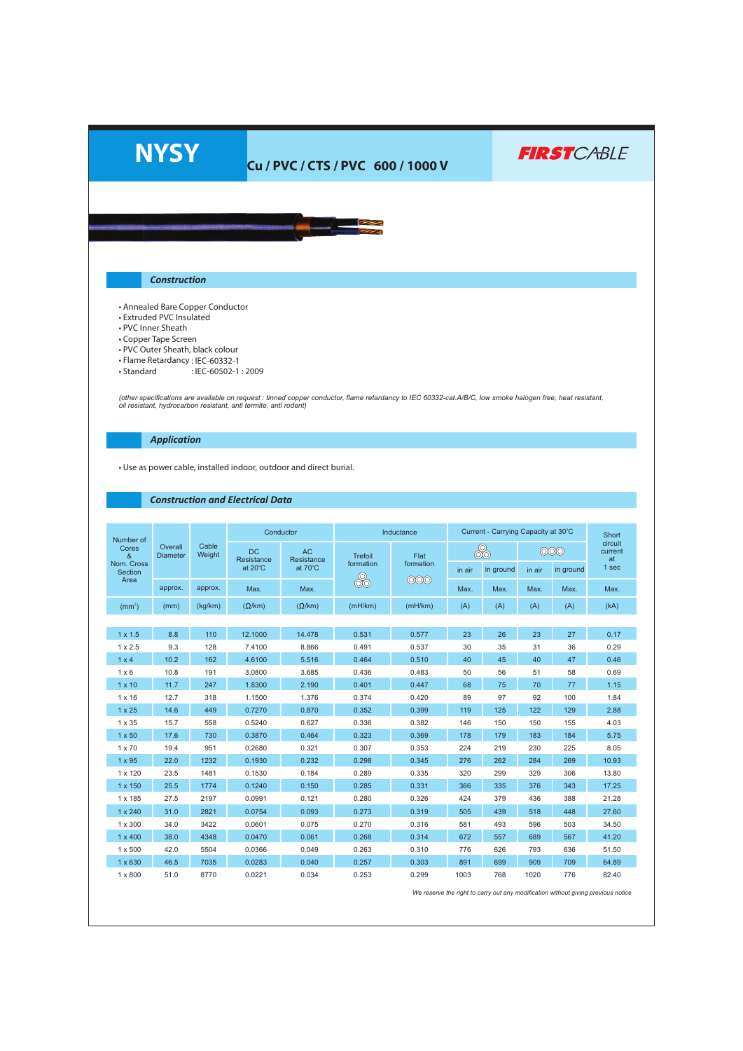# NYSY

**Cu / PVC / CTS / PVC 600 / 1000 V**

FIRSTCABLE

## Construction

- Annealed Bare Copper Conductor
- Extruded PVC Insulated
- PVC Inner Sheath
- Copper Tape Screen
- PVC Outer Sheath, black colour
- Flame Retardancy : IEC-60332-1
- Standard : IEC-60502-1 : 2009

*(other specifications are available on request : tinned copper conductor, flame retardancy to IEC 60332-cat.A/B/C, low smoke halogen free, heat resistant, oil resistant, hydrocarbon resistant, anti termite, anti rodent)*

## Application

- Use as power cable, installed indoor, outdoor and direct burial.

## Construction and Electrical Data

| Number of Cores & Nom. Cross Section Area | Overall Diameter | Cable Weight | Conductor | | Inductance | | Current - Carrying Capacity at 30°C | | | | Short circuit current at 1 sec |
|---|---|---|---|---|---|---|---|---|---|---|---|
| | | | DC Resistance at 20°C | AC Resistance at 70°C | Trefoil formation | Flat formation | Trefoil in air | Trefoil in ground | Flat in air | Flat in ground | |
| | approx. | approx. | Max. | Max. | | | Max. | Max. | Max. | Max. | Max. |
| ($mm^2$) | (mm) | (kg/km) | (Ω/km) | (Ω/km) | (mH/km) | (mH/km) | (A) | (A) | (A) | (A) | (kA) |
| 1 x 1.5 | 8.8 | 110 | 12.1000 | 14.478 | 0.531 | 0.577 | 23 | 26 | 23 | 27 | 0.17 |
| 1 x 2.5 | 9.3 | 128 | 7.4100 | 8.866 | 0.491 | 0.537 | 30 | 35 | 31 | 36 | 0.29 |
| 1 x 4 | 10.2 | 162 | 4.6100 | 5.516 | 0.464 | 0.510 | 40 | 45 | 40 | 47 | 0.46 |
| 1 x 6 | 10.8 | 191 | 3.0800 | 3.685 | 0.436 | 0.483 | 50 | 56 | 51 | 58 | 0.69 |
| 1 x 10 | 11.7 | 247 | 1.8300 | 2.190 | 0.401 | 0.447 | 68 | 75 | 70 | 77 | 1.15 |
| 1 x 16 | 12.7 | 318 | 1.1500 | 1.376 | 0.374 | 0.420 | 89 | 97 | 92 | 100 | 1.84 |
| 1 x 25 | 14.6 | 449 | 0.7270 | 0.870 | 0.352 | 0.399 | 119 | 125 | 122 | 129 | 2.88 |
| 1 x 35 | 15.7 | 558 | 0.5240 | 0.627 | 0.336 | 0.382 | 146 | 150 | 150 | 155 | 4.03 |
| 1 x 50 | 17.6 | 730 | 0.3870 | 0.464 | 0.323 | 0.369 | 178 | 179 | 183 | 184 | 5.75 |
| 1 x 70 | 19.4 | 951 | 0.2680 | 0.321 | 0.307 | 0.353 | 224 | 219 | 230 | 225 | 8.05 |
| 1 x 95 | 22.0 | 1232 | 0.1930 | 0.232 | 0.298 | 0.345 | 276 | 262 | 284 | 269 | 10.93 |
| 1 x 120 | 23.5 | 1481 | 0.1530 | 0.184 | 0.289 | 0.335 | 320 | 299 | 329 | 306 | 13.80 |
| 1 x 150 | 25.5 | 1774 | 0.1240 | 0.150 | 0.285 | 0.331 | 366 | 335 | 376 | 343 | 17.25 |
| 1 x 185 | 27.5 | 2197 | 0.0991 | 0.121 | 0.280 | 0.326 | 424 | 379 | 436 | 388 | 21.28 |
| 1 x 240 | 31.0 | 2821 | 0.0754 | 0.093 | 0.273 | 0.319 | 505 | 439 | 518 | 448 | 27.60 |
| 1 x 300 | 34.0 | 3422 | 0.0601 | 0.075 | 0.270 | 0.316 | 581 | 493 | 596 | 503 | 34.50 |
| 1 x 400 | 38.0 | 4348 | 0.0470 | 0.061 | 0.268 | 0.314 | 672 | 557 | 689 | 567 | 41.20 |
| 1 x 500 | 42.0 | 5504 | 0.0366 | 0.049 | 0.263 | 0.310 | 776 | 626 | 793 | 636 | 51.50 |
| 1 x 630 | 46.5 | 7035 | 0.0283 | 0.040 | 0.257 | 0.303 | 891 | 699 | 909 | 709 | 64.89 |
| 1 x 800 | 51.0 | 8770 | 0.0221 | 0.034 | 0.253 | 0.299 | 1003 | 768 | 1020 | 776 | 82.40 |

*We reserve the right to carry out any modification without giving previous notice*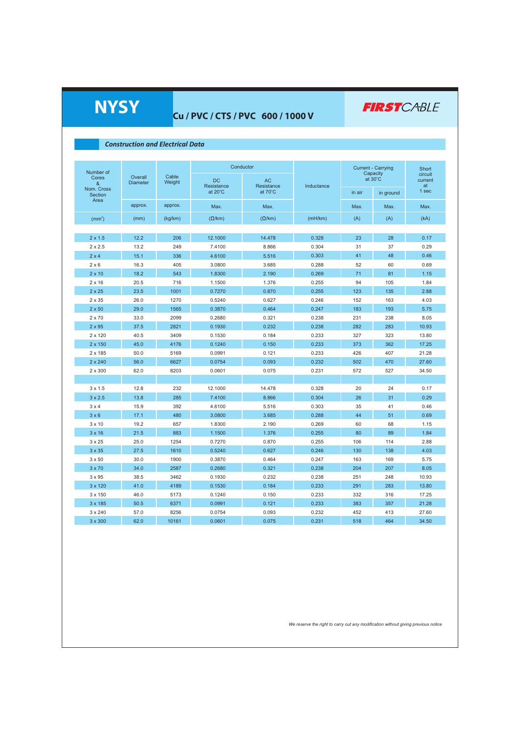# NYSY

## Cu / PVC / CTS / PVC 600 / 1000 V

FIRSTCABLE

### *Construction and Electrical Data*

| Number of Cores & Nom. Cross Section Area | Overall Diameter | Cable Weight | Conductor | | Inductance | Current - Carrying Capacity at 30°C | | Short circuit current at 1 sec |
|---|---|---|---|---|---|---|---|---|
| | | | DC Resistance at 20°C | AC Resistance at 70°C | | in air | in ground | |
| | approx. | approx. | Max. | Max. | | Max. | Max. | Max. |
| ($mm^2$) | (mm) | (kg/km) | (Ω/km) | (Ω/km) | (mH/km) | (A) | (A) | (kA) |
| 2 x 1.5 | 12.2 | 206 | 12.1000 | 14.478 | 0.328 | 23 | 28 | 0.17 |
| 2 x 2.5 | 13.2 | 249 | 7.4100 | 8.866 | 0.304 | 31 | 37 | 0.29 |
| 2 x 4 | 15.1 | 336 | 4.6100 | 5.516 | 0.303 | 41 | 48 | 0.46 |
| 2 x 6 | 16.3 | 405 | 3.0800 | 3.685 | 0.288 | 52 | 60 | 0.69 |
| 2 x 10 | 18.2 | 543 | 1.8300 | 2.190 | 0.269 | 71 | 81 | 1.15 |
| 2 x 16 | 20.5 | 716 | 1.1500 | 1.376 | 0.255 | 94 | 105 | 1.84 |
| 2 x 25 | 23.5 | 1001 | 0.7270 | 0.870 | 0.255 | 123 | 135 | 2.88 |
| 2 x 35 | 26.0 | 1270 | 0.5240 | 0.627 | 0.246 | 152 | 163 | 4.03 |
| 2 x 50 | 29.0 | 1565 | 0.3870 | 0.464 | 0.247 | 183 | 193 | 5.75 |
| 2 x 70 | 33.0 | 2099 | 0.2680 | 0.321 | 0.238 | 231 | 238 | 8.05 |
| 2 x 95 | 37.5 | 2821 | 0.1930 | 0.232 | 0.238 | 282 | 283 | 10.93 |
| 2 x 120 | 40.5 | 3409 | 0.1530 | 0.184 | 0.233 | 327 | 323 | 13.80 |
| 2 x 150 | 45.0 | 4176 | 0.1240 | 0.150 | 0.233 | 373 | 362 | 17.25 |
| 2 x 185 | 50.0 | 5169 | 0.0991 | 0.121 | 0.233 | 426 | 407 | 21.28 |
| 2 x 240 | 56.0 | 6627 | 0.0754 | 0.093 | 0.232 | 502 | 470 | 27.60 |
| 2 x 300 | 62.0 | 8203 | 0.0601 | 0.075 | 0.231 | 572 | 527 | 34.50 |
| | | | | | | | | |
| 3 x 1.5 | 12.8 | 232 | 12.1000 | 14.478 | 0.328 | 20 | 24 | 0.17 |
| 3 x 2.5 | 13.8 | 285 | 7.4100 | 8.866 | 0.304 | 26 | 31 | 0.29 |
| 3 x 4 | 15.9 | 392 | 4.6100 | 5.516 | 0.303 | 35 | 41 | 0.46 |
| 3 x 6 | 17.1 | 480 | 3.0800 | 3.685 | 0.288 | 44 | 51 | 0.69 |
| 3 x 10 | 19.2 | 657 | 1.8300 | 2.190 | 0.269 | 60 | 68 | 1.15 |
| 3 x 16 | 21.5 | 883 | 1.1500 | 1.376 | 0.255 | 80 | 89 | 1.84 |
| 3 x 25 | 25.0 | 1254 | 0.7270 | 0.870 | 0.255 | 106 | 114 | 2.88 |
| 3 x 35 | 27.5 | 1610 | 0.5240 | 0.627 | 0.246 | 130 | 138 | 4.03 |
| 3 x 50 | 30.0 | 1900 | 0.3870 | 0.464 | 0.247 | 163 | 169 | 5.75 |
| 3 x 70 | 34.0 | 2587 | 0.2680 | 0.321 | 0.238 | 204 | 207 | 8.05 |
| 3 x 95 | 38.5 | 3462 | 0.1930 | 0.232 | 0.238 | 251 | 248 | 10.93 |
| 3 x 120 | 41.0 | 4189 | 0.1530 | 0.184 | 0.233 | 291 | 283 | 13.80 |
| 3 x 150 | 46.0 | 5173 | 0.1240 | 0.150 | 0.233 | 332 | 316 | 17.25 |
| 3 x 185 | 50.5 | 6371 | 0.0991 | 0.121 | 0.233 | 383 | 357 | 21.28 |
| 3 x 240 | 57.0 | 8256 | 0.0754 | 0.093 | 0.232 | 452 | 413 | 27.60 |
| 3 x 300 | 62.0 | 10161 | 0.0601 | 0.075 | 0.231 | 518 | 464 | 34.50 |

*We reserve the right to carry out any modification without giving previous notice*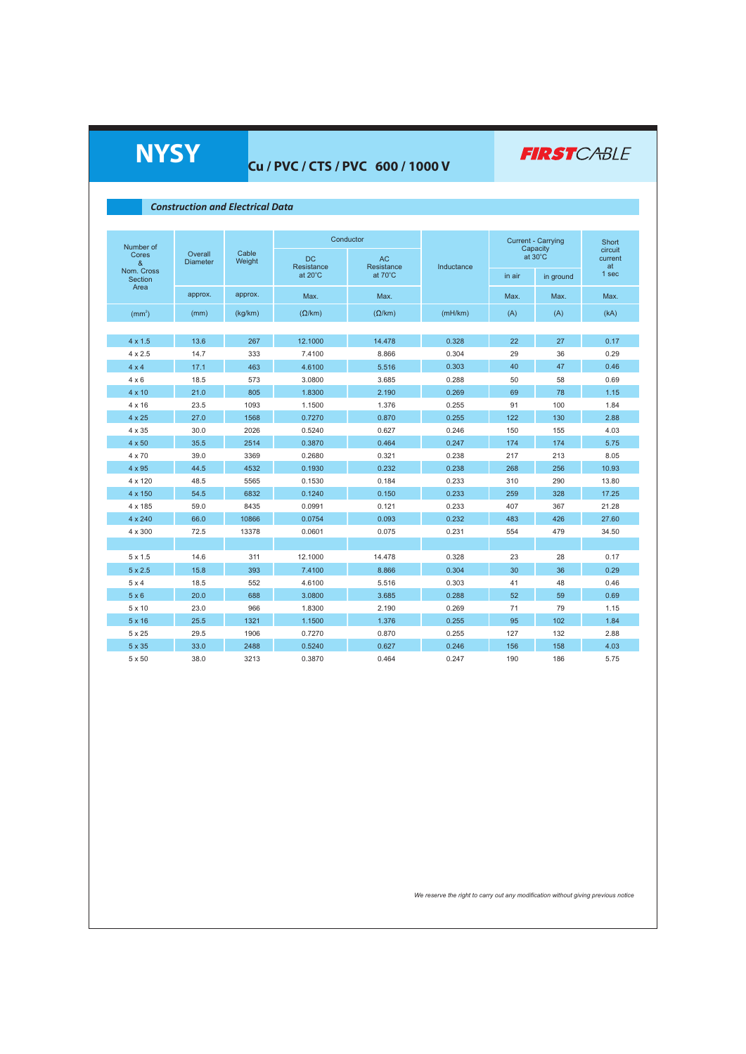# NYSY

## Cu / PVC / CTS / PVC 600 / 1000 V

FIRSTCABLE

### *Construction and Electrical Data*

| Number of Cores & Nom. Cross Section Area | Overall Diameter | Cable Weight | Conductor | | Inductance | Current - Carrying Capacity at 30°C | | Short circuit current at 1 sec |
|---|---|---|---|---|---|---|---|---|
| | | | DC Resistance at 20°C | AC Resistance at 70°C | | in air | in ground | |
| | approx. | approx. | Max. | Max. | | Max. | Max. | Max. |
| (mm²) | (mm) | (kg/km) | (Ω/km) | (Ω/km) | (mH/km) | (A) | (A) | (kA) |
| 4 x 1.5 | 13.6 | 267 | 12.1000 | 14.478 | 0.328 | 22 | 27 | 0.17 |
| 4 x 2.5 | 14.7 | 333 | 7.4100 | 8.866 | 0.304 | 29 | 36 | 0.29 |
| 4 x 4 | 17.1 | 463 | 4.6100 | 5.516 | 0.303 | 40 | 47 | 0.46 |
| 4 x 6 | 18.5 | 573 | 3.0800 | 3.685 | 0.288 | 50 | 58 | 0.69 |
| 4 x 10 | 21.0 | 805 | 1.8300 | 2.190 | 0.269 | 69 | 78 | 1.15 |
| 4 x 16 | 23.5 | 1093 | 1.1500 | 1.376 | 0.255 | 91 | 100 | 1.84 |
| 4 x 25 | 27.0 | 1568 | 0.7270 | 0.870 | 0.255 | 122 | 130 | 2.88 |
| 4 x 35 | 30.0 | 2026 | 0.5240 | 0.627 | 0.246 | 150 | 155 | 4.03 |
| 4 x 50 | 35.5 | 2514 | 0.3870 | 0.464 | 0.247 | 174 | 174 | 5.75 |
| 4 x 70 | 39.0 | 3369 | 0.2680 | 0.321 | 0.238 | 217 | 213 | 8.05 |
| 4 x 95 | 44.5 | 4532 | 0.1930 | 0.232 | 0.238 | 268 | 256 | 10.93 |
| 4 x 120 | 48.5 | 5565 | 0.1530 | 0.184 | 0.233 | 310 | 290 | 13.80 |
| 4 x 150 | 54.5 | 6832 | 0.1240 | 0.150 | 0.233 | 259 | 328 | 17.25 |
| 4 x 185 | 59.0 | 8435 | 0.0991 | 0.121 | 0.233 | 407 | 367 | 21.28 |
| 4 x 240 | 66.0 | 10866 | 0.0754 | 0.093 | 0.232 | 483 | 426 | 27.60 |
| 4 x 300 | 72.5 | 13378 | 0.0601 | 0.075 | 0.231 | 554 | 479 | 34.50 |
| | | | | | | | | |
| 5 x 1.5 | 14.6 | 311 | 12.1000 | 14.478 | 0.328 | 23 | 28 | 0.17 |
| 5 x 2.5 | 15.8 | 393 | 7.4100 | 8.866 | 0.304 | 30 | 36 | 0.29 |
| 5 x 4 | 18.5 | 552 | 4.6100 | 5.516 | 0.303 | 41 | 48 | 0.46 |
| 5 x 6 | 20.0 | 688 | 3.0800 | 3.685 | 0.288 | 52 | 59 | 0.69 |
| 5 x 10 | 23.0 | 966 | 1.8300 | 2.190 | 0.269 | 71 | 79 | 1.15 |
| 5 x 16 | 25.5 | 1321 | 1.1500 | 1.376 | 0.255 | 95 | 102 | 1.84 |
| 5 x 25 | 29.5 | 1906 | 0.7270 | 0.870 | 0.255 | 127 | 132 | 2.88 |
| 5 x 35 | 33.0 | 2488 | 0.5240 | 0.627 | 0.246 | 156 | 158 | 4.03 |
| 5 x 50 | 38.0 | 3213 | 0.3870 | 0.464 | 0.247 | 190 | 186 | 5.75 |

*We reserve the right to carry out any modification without giving previous notice*